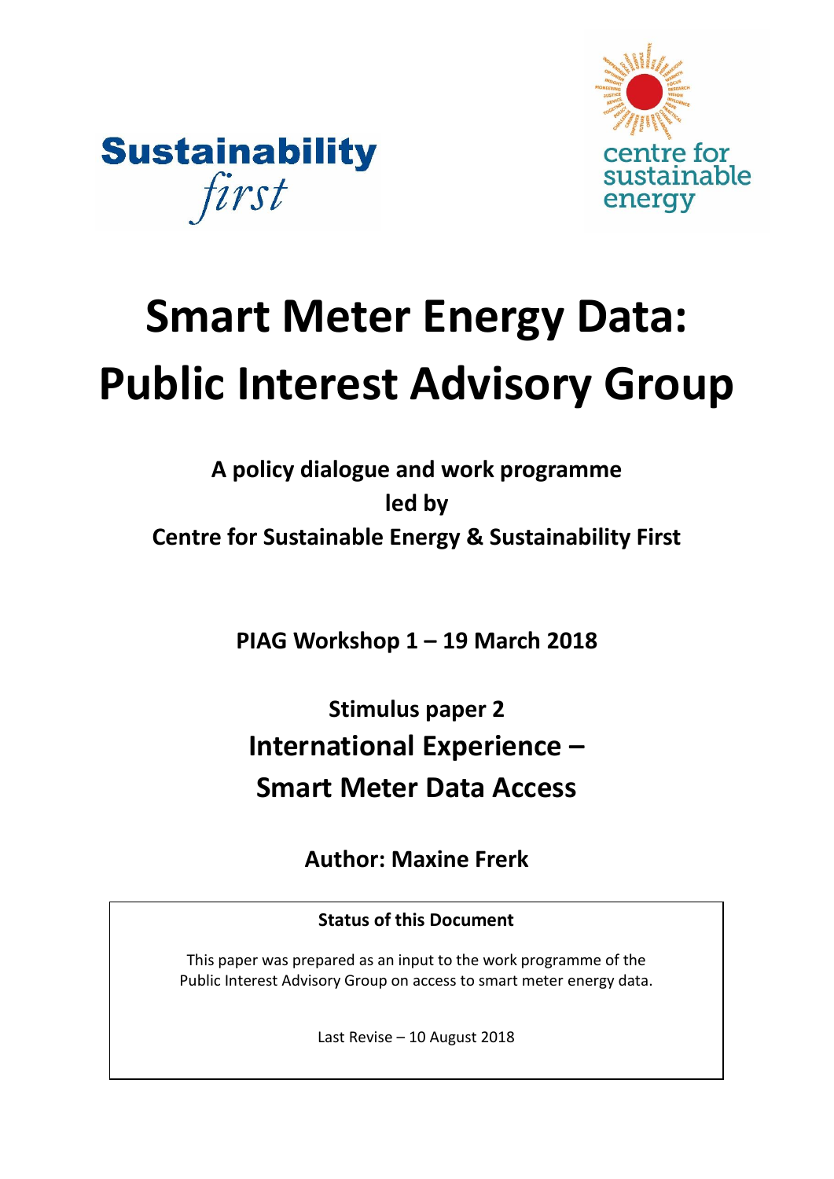Sustainability *first*

centre for sustainable energy

# Smart Meter Energy Data: Public Interest Advisory Group

**A policy dialogue and work programme led by Centre for Sustainable Energy & Sustainability First**

**PIAG Workshop 1 – 19 March 2018**

**Stimulus paper 2**

## International Experience – Smart Meter Data Access

**Author: Maxine Frerk**

**Status of this Document**

This paper was prepared as an input to the work programme of the Public Interest Advisory Group on access to smart meter energy data.

Last Revise – 10 August 2018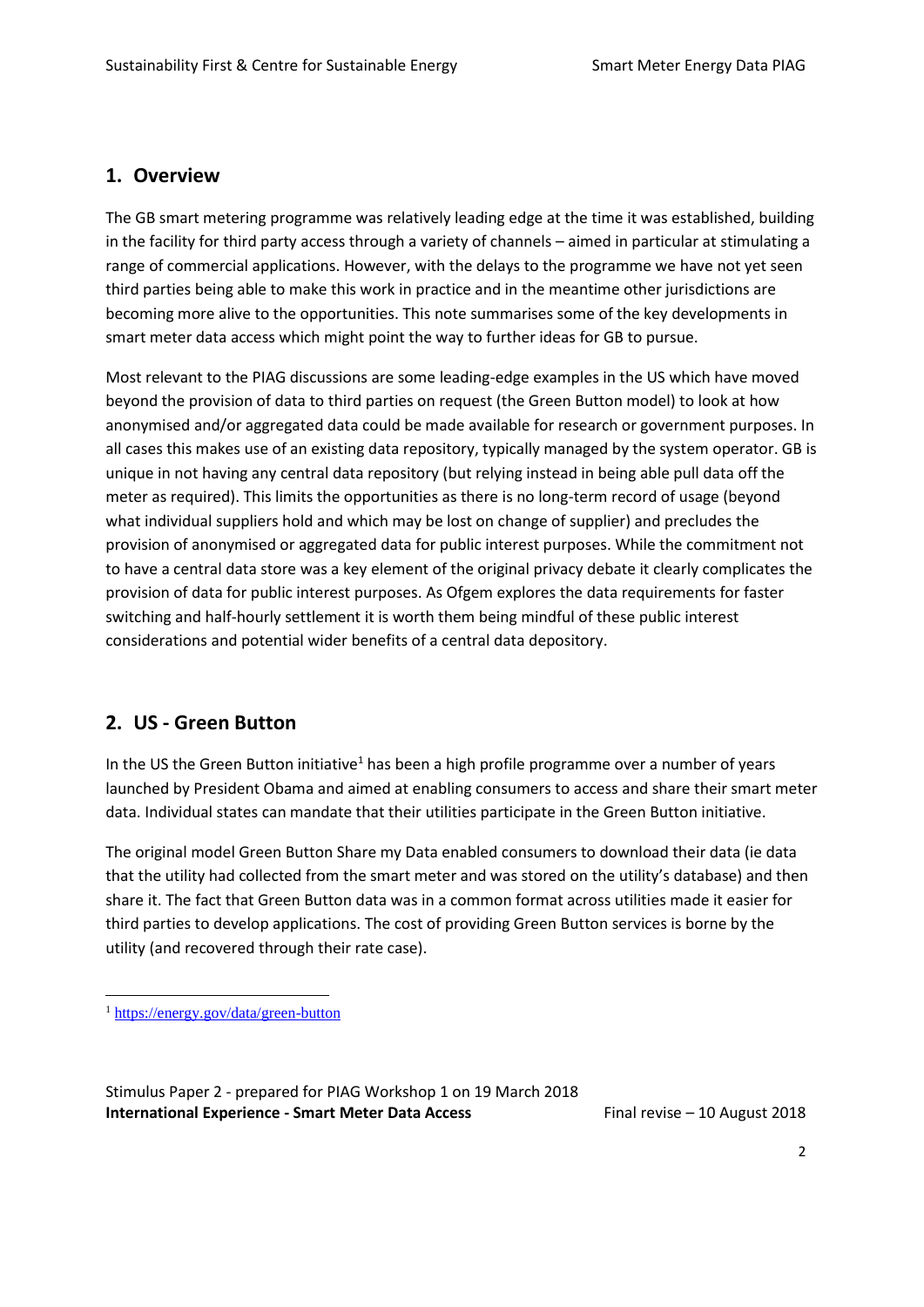## 1. Overview

The GB smart metering programme was relatively leading edge at the time it was established, building in the facility for third party access through a variety of channels – aimed in particular at stimulating a range of commercial applications. However, with the delays to the programme we have not yet seen third parties being able to make this work in practice and in the meantime other jurisdictions are becoming more alive to the opportunities. This note summarises some of the key developments in smart meter data access which might point the way to further ideas for GB to pursue.

Most relevant to the PIAG discussions are some leading-edge examples in the US which have moved beyond the provision of data to third parties on request (the Green Button model) to look at how anonymised and/or aggregated data could be made available for research or government purposes. In all cases this makes use of an existing data repository, typically managed by the system operator. GB is unique in not having any central data repository (but relying instead in being able pull data off the meter as required). This limits the opportunities as there is no long-term record of usage (beyond what individual suppliers hold and which may be lost on change of supplier) and precludes the provision of anonymised or aggregated data for public interest purposes. While the commitment not to have a central data store was a key element of the original privacy debate it clearly complicates the provision of data for public interest purposes. As Ofgem explores the data requirements for faster switching and half-hourly settlement it is worth them being mindful of these public interest considerations and potential wider benefits of a central data depository.

## 2. US - Green Button

In the US the Green Button initiative[1] has been a high profile programme over a number of years launched by President Obama and aimed at enabling consumers to access and share their smart meter data. Individual states can mandate that their utilities participate in the Green Button initiative.

The original model Green Button Share my Data enabled consumers to download their data (ie data that the utility had collected from the smart meter and was stored on the utility's database) and then share it. The fact that Green Button data was in a common format across utilities made it easier for third parties to develop applications. The cost of providing Green Button services is borne by the utility (and recovered through their rate case).

[1] https://energy.gov/data/green-button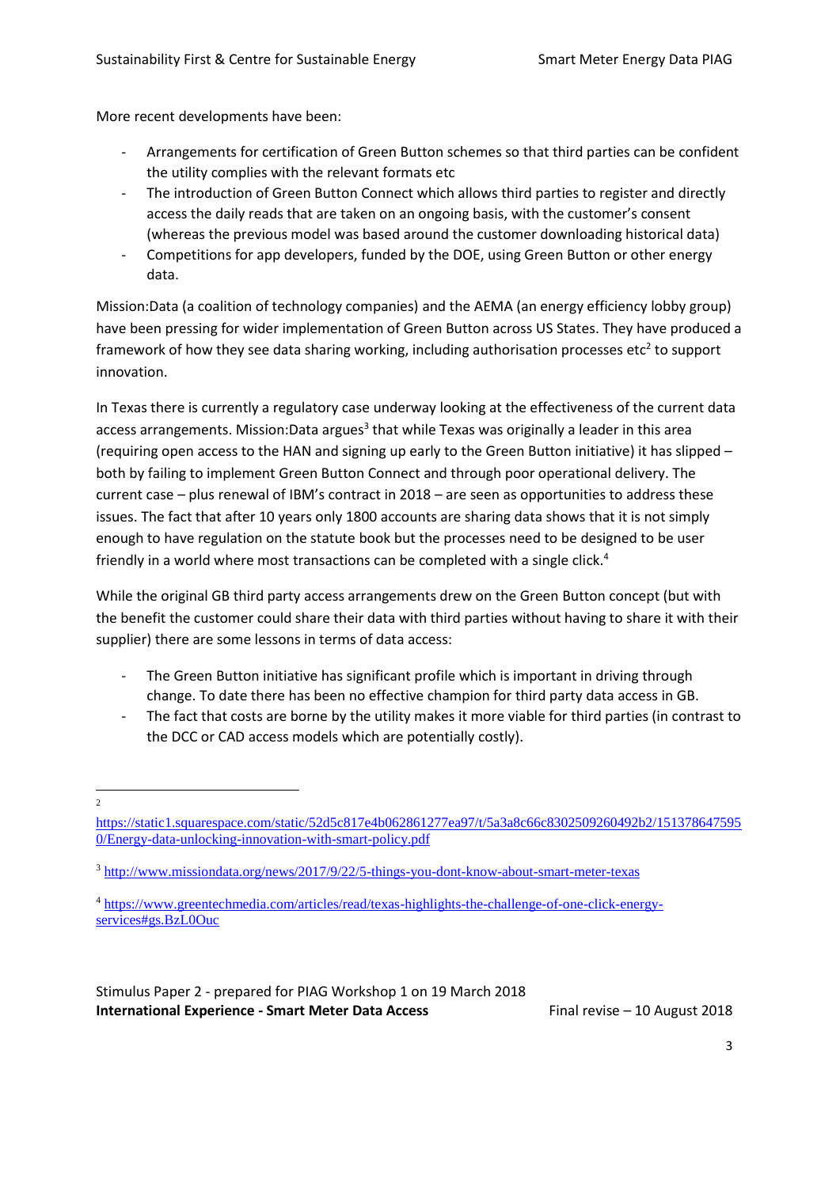More recent developments have been:

- Arrangements for certification of Green Button schemes so that third parties can be confident the utility complies with the relevant formats etc
- The introduction of Green Button Connect which allows third parties to register and directly access the daily reads that are taken on an ongoing basis, with the customer's consent (whereas the previous model was based around the customer downloading historical data)
- Competitions for app developers, funded by the DOE, using Green Button or other energy data.

Mission:Data (a coalition of technology companies) and the AEMA (an energy efficiency lobby group) have been pressing for wider implementation of Green Button across US States. They have produced a framework of how they see data sharing working, including authorisation processes etc[2] to support innovation.

In Texas there is currently a regulatory case underway looking at the effectiveness of the current data access arrangements. Mission:Data argues[3] that while Texas was originally a leader in this area (requiring open access to the HAN and signing up early to the Green Button initiative) it has slipped – both by failing to implement Green Button Connect and through poor operational delivery. The current case – plus renewal of IBM's contract in 2018 – are seen as opportunities to address these issues. The fact that after 10 years only 1800 accounts are sharing data shows that it is not simply enough to have regulation on the statute book but the processes need to be designed to be user friendly in a world where most transactions can be completed with a single click.[4]

While the original GB third party access arrangements drew on the Green Button concept (but with the benefit the customer could share their data with third parties without having to share it with their supplier) there are some lessons in terms of data access:

- The Green Button initiative has significant profile which is important in driving through change. To date there has been no effective champion for third party data access in GB.
- The fact that costs are borne by the utility makes it more viable for third parties (in contrast to the DCC or CAD access models which are potentially costly).

---

[2] https://static1.squarespace.com/static/52d5c817e4b062861277ea97/t/5a3a8c66c8302509260492b2/1513786475950/Energy-data-unlocking-innovation-with-smart-policy.pdf

[3] http://www.missiondata.org/news/2017/9/22/5-things-you-dont-know-about-smart-meter-texas

[4] https://www.greentechmedia.com/articles/read/texas-highlights-the-challenge-of-one-click-energy-services#gs.BzL0Ouc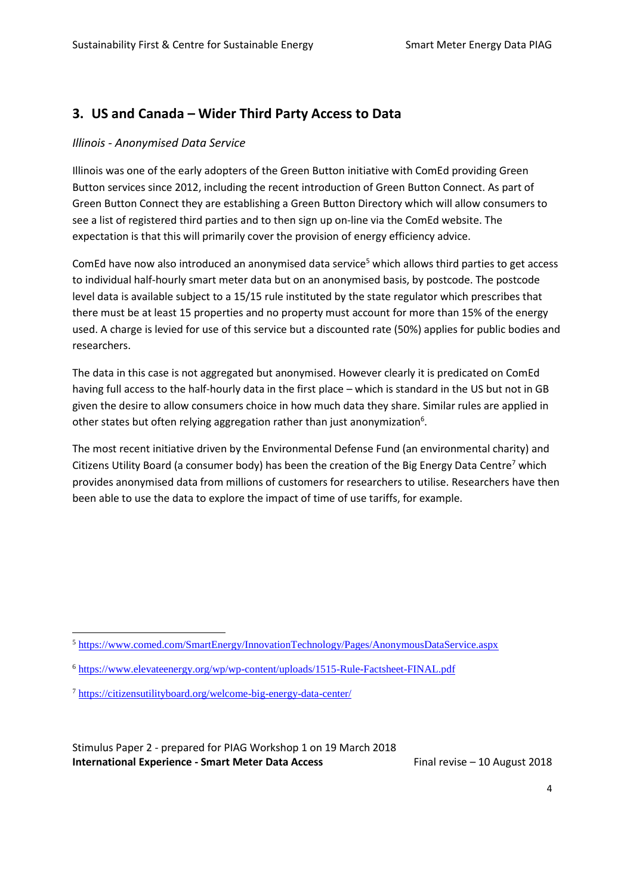## 3. US and Canada – Wider Third Party Access to Data

*Illinois - Anonymised Data Service*

Illinois was one of the early adopters of the Green Button initiative with ComEd providing Green Button services since 2012, including the recent introduction of Green Button Connect. As part of Green Button Connect they are establishing a Green Button Directory which will allow consumers to see a list of registered third parties and to then sign up on-line via the ComEd website. The expectation is that this will primarily cover the provision of energy efficiency advice.

ComEd have now also introduced an anonymised data service[5] which allows third parties to get access to individual half-hourly smart meter data but on an anonymised basis, by postcode. The postcode level data is available subject to a 15/15 rule instituted by the state regulator which prescribes that there must be at least 15 properties and no property must account for more than 15% of the energy used. A charge is levied for use of this service but a discounted rate (50%) applies for public bodies and researchers.

The data in this case is not aggregated but anonymised. However clearly it is predicated on ComEd having full access to the half-hourly data in the first place – which is standard in the US but not in GB given the desire to allow consumers choice in how much data they share. Similar rules are applied in other states but often relying aggregation rather than just anonymization[6].

The most recent initiative driven by the Environmental Defense Fund (an environmental charity) and Citizens Utility Board (a consumer body) has been the creation of the Big Energy Data Centre[7] which provides anonymised data from millions of customers for researchers to utilise. Researchers have then been able to use the data to explore the impact of time of use tariffs, for example.

---

[5] https://www.comed.com/SmartEnergy/InnovationTechnology/Pages/AnonymousDataService.aspx

[6] https://www.elevateenergy.org/wp/wp-content/uploads/1515-Rule-Factsheet-FINAL.pdf

[7] https://citizensutilityboard.org/welcome-big-energy-data-center/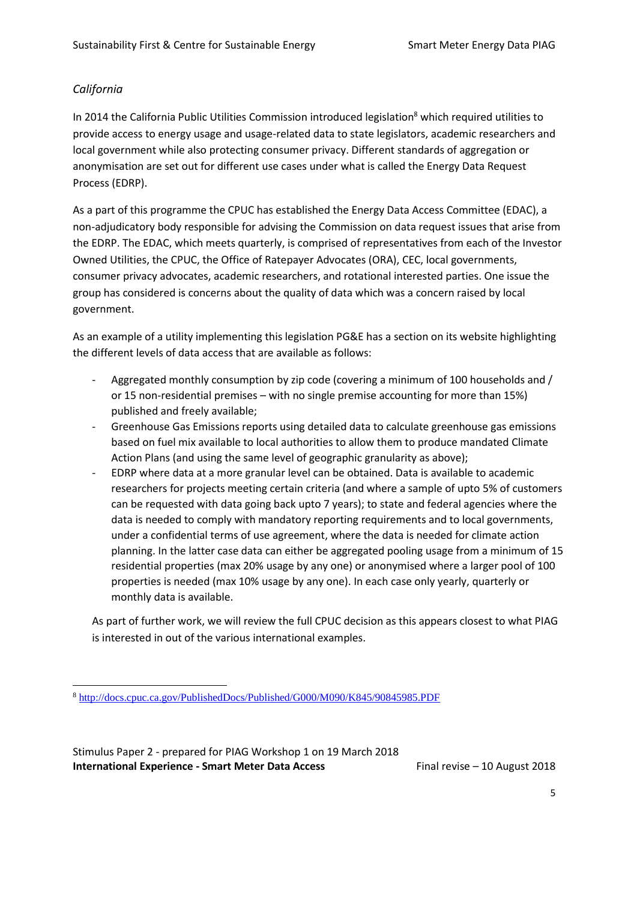*California*

In 2014 the California Public Utilities Commission introduced legislation[8] which required utilities to provide access to energy usage and usage-related data to state legislators, academic researchers and local government while also protecting consumer privacy. Different standards of aggregation or anonymisation are set out for different use cases under what is called the Energy Data Request Process (EDRP).

As a part of this programme the CPUC has established the Energy Data Access Committee (EDAC), a non-adjudicatory body responsible for advising the Commission on data request issues that arise from the EDRP. The EDAC, which meets quarterly, is comprised of representatives from each of the Investor Owned Utilities, the CPUC, the Office of Ratepayer Advocates (ORA), CEC, local governments, consumer privacy advocates, academic researchers, and rotational interested parties. One issue the group has considered is concerns about the quality of data which was a concern raised by local government.

As an example of a utility implementing this legislation PG&E has a section on its website highlighting the different levels of data access that are available as follows:

- Aggregated monthly consumption by zip code (covering a minimum of 100 households and / or 15 non-residential premises – with no single premise accounting for more than 15%) published and freely available;
- Greenhouse Gas Emissions reports using detailed data to calculate greenhouse gas emissions based on fuel mix available to local authorities to allow them to produce mandated Climate Action Plans (and using the same level of geographic granularity as above);
- EDRP where data at a more granular level can be obtained. Data is available to academic researchers for projects meeting certain criteria (and where a sample of upto 5% of customers can be requested with data going back upto 7 years); to state and federal agencies where the data is needed to comply with mandatory reporting requirements and to local governments, under a confidential terms of use agreement, where the data is needed for climate action planning. In the latter case data can either be aggregated pooling usage from a minimum of 15 residential properties (max 20% usage by any one) or anonymised where a larger pool of 100 properties is needed (max 10% usage by any one). In each case only yearly, quarterly or monthly data is available.

As part of further work, we will review the full CPUC decision as this appears closest to what PIAG is interested in out of the various international examples.

[8] http://docs.cpuc.ca.gov/PublishedDocs/Published/G000/M090/K845/90845985.PDF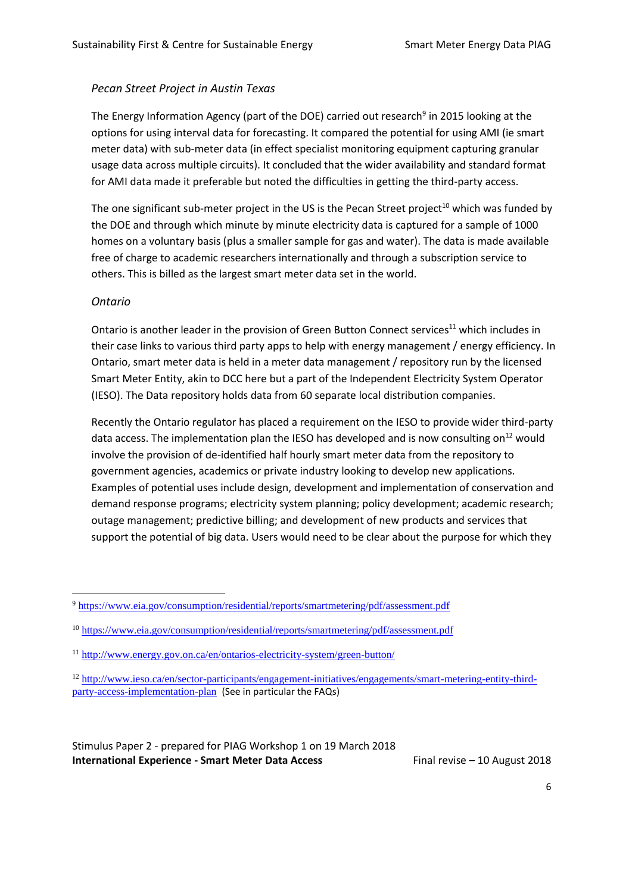*Pecan Street Project in Austin Texas*

The Energy Information Agency (part of the DOE) carried out research[9] in 2015 looking at the options for using interval data for forecasting. It compared the potential for using AMI (ie smart meter data) with sub-meter data (in effect specialist monitoring equipment capturing granular usage data across multiple circuits). It concluded that the wider availability and standard format for AMI data made it preferable but noted the difficulties in getting the third-party access.

The one significant sub-meter project in the US is the Pecan Street project[10] which was funded by the DOE and through which minute by minute electricity data is captured for a sample of 1000 homes on a voluntary basis (plus a smaller sample for gas and water). The data is made available free of charge to academic researchers internationally and through a subscription service to others. This is billed as the largest smart meter data set in the world.

*Ontario*

Ontario is another leader in the provision of Green Button Connect services[11] which includes in their case links to various third party apps to help with energy management / energy efficiency. In Ontario, smart meter data is held in a meter data management / repository run by the licensed Smart Meter Entity, akin to DCC here but a part of the Independent Electricity System Operator (IESO). The Data repository holds data from 60 separate local distribution companies.

Recently the Ontario regulator has placed a requirement on the IESO to provide wider third-party data access. The implementation plan the IESO has developed and is now consulting on[12] would involve the provision of de-identified half hourly smart meter data from the repository to government agencies, academics or private industry looking to develop new applications. Examples of potential uses include design, development and implementation of conservation and demand response programs; electricity system planning; policy development; academic research; outage management; predictive billing; and development of new products and services that support the potential of big data. Users would need to be clear about the purpose for which they

---

[9] https://www.eia.gov/consumption/residential/reports/smartmetering/pdf/assessment.pdf

[10] https://www.eia.gov/consumption/residential/reports/smartmetering/pdf/assessment.pdf

[11] http://www.energy.gov.on.ca/en/ontarios-electricity-system/green-button/

[12] http://www.ieso.ca/en/sector-participants/engagement-initiatives/engagements/smart-metering-entity-third-party-access-implementation-plan (See in particular the FAQs)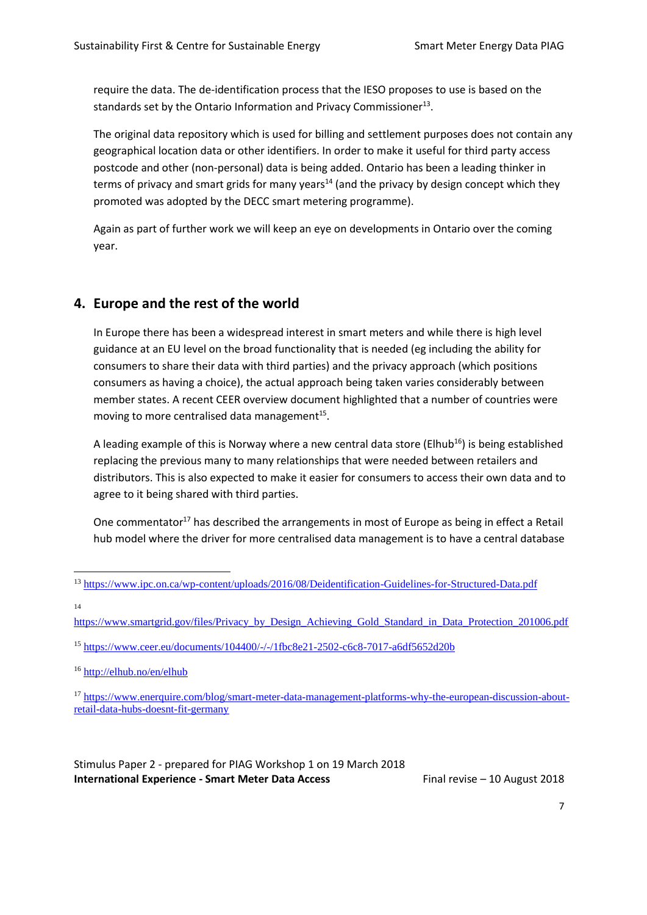require the data. The de-identification process that the IESO proposes to use is based on the standards set by the Ontario Information and Privacy Commissioner[13].

The original data repository which is used for billing and settlement purposes does not contain any geographical location data or other identifiers. In order to make it useful for third party access postcode and other (non-personal) data is being added. Ontario has been a leading thinker in terms of privacy and smart grids for many years[14] (and the privacy by design concept which they promoted was adopted by the DECC smart metering programme).

Again as part of further work we will keep an eye on developments in Ontario over the coming year.

## 4. Europe and the rest of the world

In Europe there has been a widespread interest in smart meters and while there is high level guidance at an EU level on the broad functionality that is needed (eg including the ability for consumers to share their data with third parties) and the privacy approach (which positions consumers as having a choice), the actual approach being taken varies considerably between member states. A recent CEER overview document highlighted that a number of countries were moving to more centralised data management[15].

A leading example of this is Norway where a new central data store (Elhub[16]) is being established replacing the previous many to many relationships that were needed between retailers and distributors. This is also expected to make it easier for consumers to access their own data and to agree to it being shared with third parties.

One commentator[17] has described the arrangements in most of Europe as being in effect a Retail hub model where the driver for more centralised data management is to have a central database

---

[13] https://www.ipc.on.ca/wp-content/uploads/2016/08/Deidentification-Guidelines-for-Structured-Data.pdf

[14] https://www.smartgrid.gov/files/Privacy_by_Design_Achieving_Gold_Standard_in_Data_Protection_201006.pdf

[15] https://www.ceer.eu/documents/104400/-/-/1fbc8e21-2502-c6c8-7017-a6df5652d20b

[16] http://elhub.no/en/elhub

[17] https://www.enerquire.com/blog/smart-meter-data-management-platforms-why-the-european-discussion-about-retail-data-hubs-doesnt-fit-germany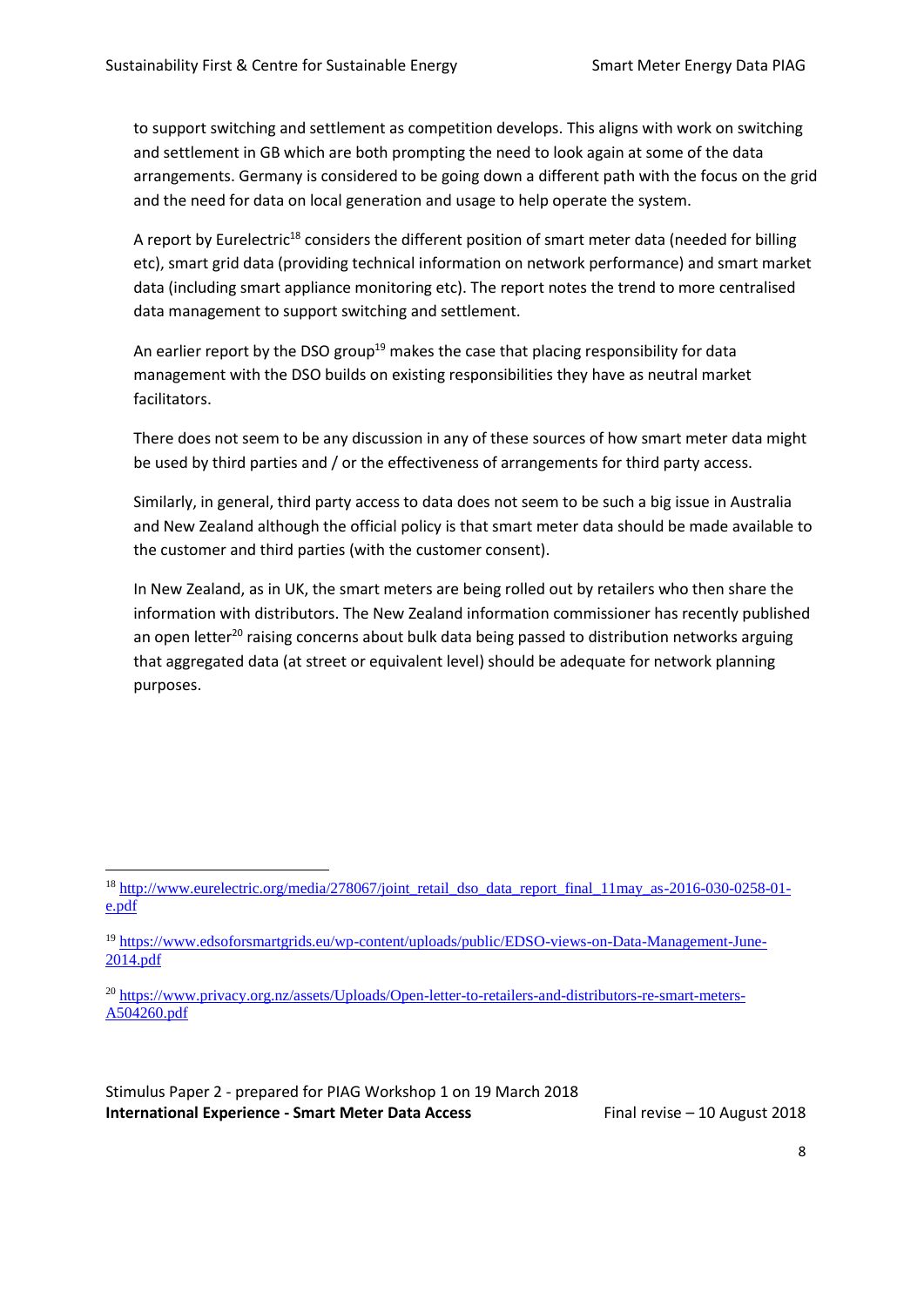to support switching and settlement as competition develops. This aligns with work on switching and settlement in GB which are both prompting the need to look again at some of the data arrangements. Germany is considered to be going down a different path with the focus on the grid and the need for data on local generation and usage to help operate the system.

A report by Eurelectric[18] considers the different position of smart meter data (needed for billing etc), smart grid data (providing technical information on network performance) and smart market data (including smart appliance monitoring etc). The report notes the trend to more centralised data management to support switching and settlement.

An earlier report by the DSO group[19] makes the case that placing responsibility for data management with the DSO builds on existing responsibilities they have as neutral market facilitators.

There does not seem to be any discussion in any of these sources of how smart meter data might be used by third parties and / or the effectiveness of arrangements for third party access.

Similarly, in general, third party access to data does not seem to be such a big issue in Australia and New Zealand although the official policy is that smart meter data should be made available to the customer and third parties (with the customer consent).

In New Zealand, as in UK, the smart meters are being rolled out by retailers who then share the information with distributors. The New Zealand information commissioner has recently published an open letter[20] raising concerns about bulk data being passed to distribution networks arguing that aggregated data (at street or equivalent level) should be adequate for network planning purposes.

---

[18] http://www.eurelectric.org/media/278067/joint_retail_dso_data_report_final_11may_as-2016-030-0258-01-e.pdf

[19] https://www.edsoforsmartgrids.eu/wp-content/uploads/public/EDSO-views-on-Data-Management-June-2014.pdf

[20] https://www.privacy.org.nz/assets/Uploads/Open-letter-to-retailers-and-distributors-re-smart-meters-A504260.pdf